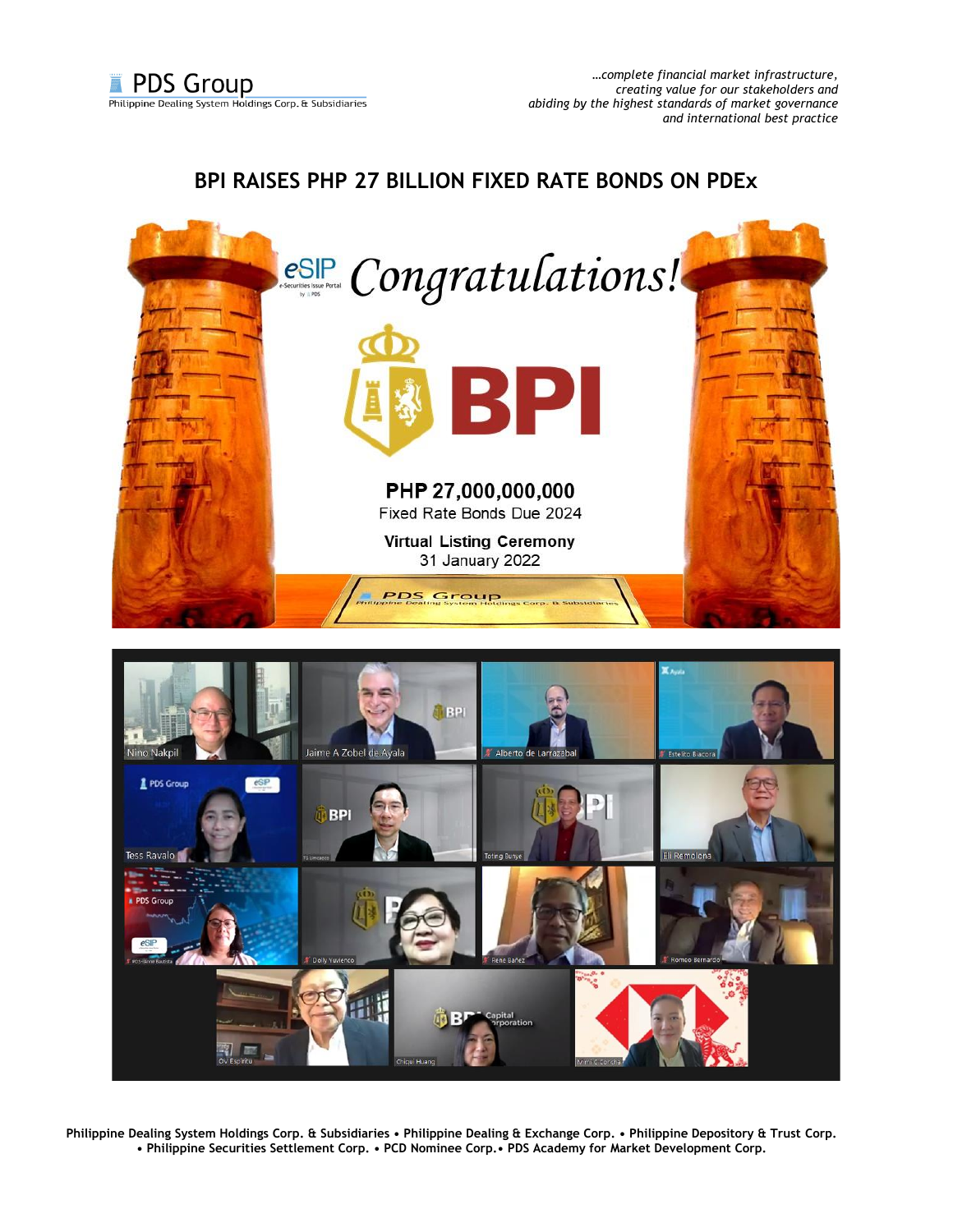PDS Group
Philippine Dealing System Holdings Corp. & Subsidiaries

*...complete financial market infrastructure, creating value for our stakeholders and abiding by the highest standards of market governance and international best practice*

## BPI RAISES PHP 27 BILLION FIXED RATE BONDS ON PDEx

eSIP Congratulations!

BPI

**PHP 27,000,000,000**
Fixed Rate Bonds Due 2024

**Virtual Listing Ceremony**
31 January 2022

Nino Nakpil, Jaime A Zobel de Ayala, Alberto de Larrazabal, Estelito Biacora, Tess Ravalo, TG Limcaoco, Toting Bunye, Eli Remolona, PDS-Anna Bautista, Dolly Yuvienco, Rene Bañez, Romeo Bernardo, OV Espiritu, Chiqui Huang, Mimi C Concha

Philippine Dealing System Holdings Corp. & Subsidiaries • Philippine Dealing & Exchange Corp. • Philippine Depository & Trust Corp. • Philippine Securities Settlement Corp. • PCD Nominee Corp.• PDS Academy for Market Development Corp.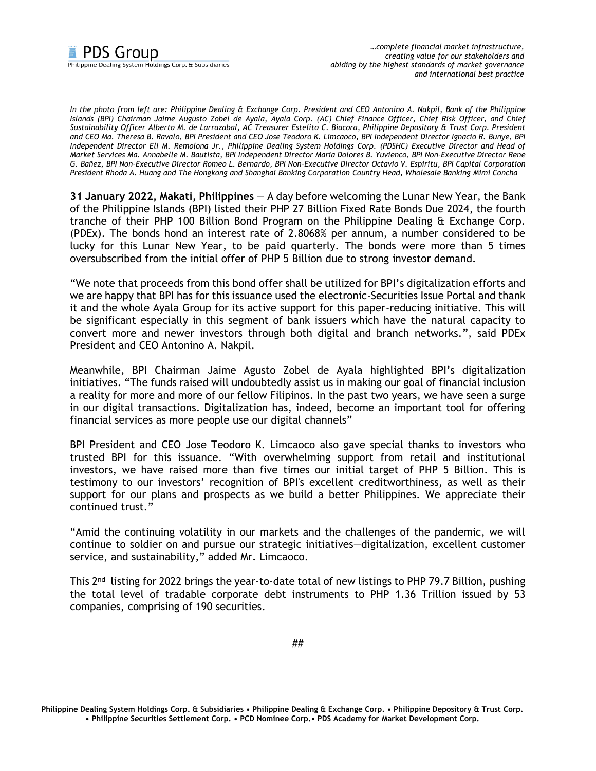*In the photo from left are: Philippine Dealing & Exchange Corp. President and CEO Antonino A. Nakpil, Bank of the Philippine Islands (BPI) Chairman Jaime Augusto Zobel de Ayala, Ayala Corp. (AC) Chief Finance Officer, Chief Risk Officer, and Chief Sustainability Officer Alberto M. de Larrazabal, AC Treasurer Estelito C. Biacora, Philippine Depository & Trust Corp. President and CEO Ma. Theresa B. Ravalo, BPI President and CEO Jose Teodoro K. Limcaoco, BPI Independent Director Ignacio R. Bunye, BPI Independent Director Eli M. Remolona Jr., Philippine Dealing System Holdings Corp. (PDSHC) Executive Director and Head of Market Services Ma. Annabelle M. Bautista, BPI Independent Director Maria Dolores B. Yuvienco, BPI Non-Executive Director Rene G. Bañez, BPI Non-Executive Director Romeo L. Bernardo, BPI Non-Executive Director Octavio V. Espiritu, BPI Capital Corporation President Rhoda A. Huang and The Hongkong and Shanghai Banking Corporation Country Head, Wholesale Banking Mimi Concha*

**31 January 2022, Makati, Philippines** — A day before welcoming the Lunar New Year, the Bank of the Philippine Islands (BPI) listed their PHP 27 Billion Fixed Rate Bonds Due 2024, the fourth tranche of their PHP 100 Billion Bond Program on the Philippine Dealing & Exchange Corp. (PDEx). The bonds hond an interest rate of 2.8068% per annum, a number considered to be lucky for this Lunar New Year, to be paid quarterly. The bonds were more than 5 times oversubscribed from the initial offer of PHP 5 Billion due to strong investor demand.

"We note that proceeds from this bond offer shall be utilized for BPI's digitalization efforts and we are happy that BPI has for this issuance used the electronic-Securities Issue Portal and thank it and the whole Ayala Group for its active support for this paper-reducing initiative. This will be significant especially in this segment of bank issuers which have the natural capacity to convert more and newer investors through both digital and branch networks.", said PDEx President and CEO Antonino A. Nakpil.

Meanwhile, BPI Chairman Jaime Agusto Zobel de Ayala highlighted BPI's digitalization initiatives. "The funds raised will undoubtedly assist us in making our goal of financial inclusion a reality for more and more of our fellow Filipinos. In the past two years, we have seen a surge in our digital transactions. Digitalization has, indeed, become an important tool for offering financial services as more people use our digital channels"

BPI President and CEO Jose Teodoro K. Limcaoco also gave special thanks to investors who trusted BPI for this issuance. "With overwhelming support from retail and institutional investors, we have raised more than five times our initial target of PHP 5 Billion. This is testimony to our investors' recognition of BPI's excellent creditworthiness, as well as their support for our plans and prospects as we build a better Philippines. We appreciate their continued trust."

"Amid the continuing volatility in our markets and the challenges of the pandemic, we will continue to soldier on and pursue our strategic initiatives—digitalization, excellent customer service, and sustainability," added Mr. Limcaoco.

This 2nd listing for 2022 brings the year-to-date total of new listings to PHP 79.7 Billion, pushing the total level of tradable corporate debt instruments to PHP 1.36 Trillion issued by 53 companies, comprising of 190 securities.

*##*